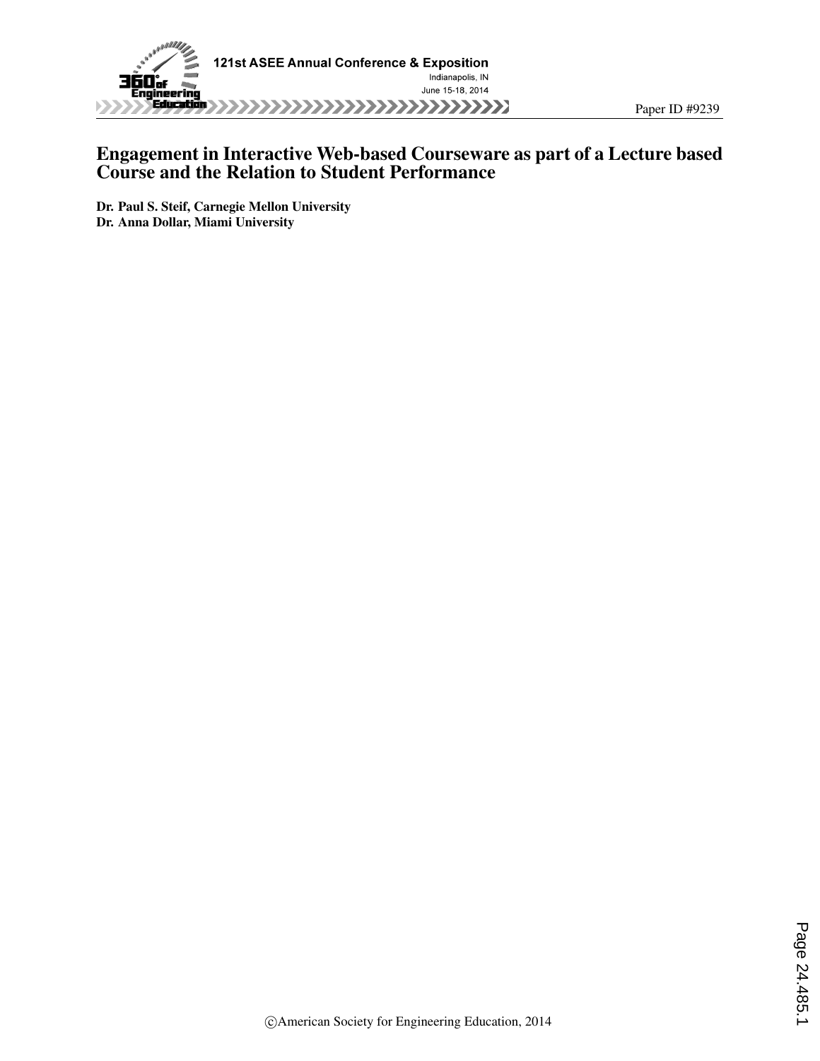# Engagement in Interactive Web-based Courseware as part of a Lecture based Course and the Relation to Student Performance

**Dr. Paul S. Steif, Carnegie Mellon University**
**Dr. Anna Dollar, Miami University**

©American Society for Engineering Education, 2014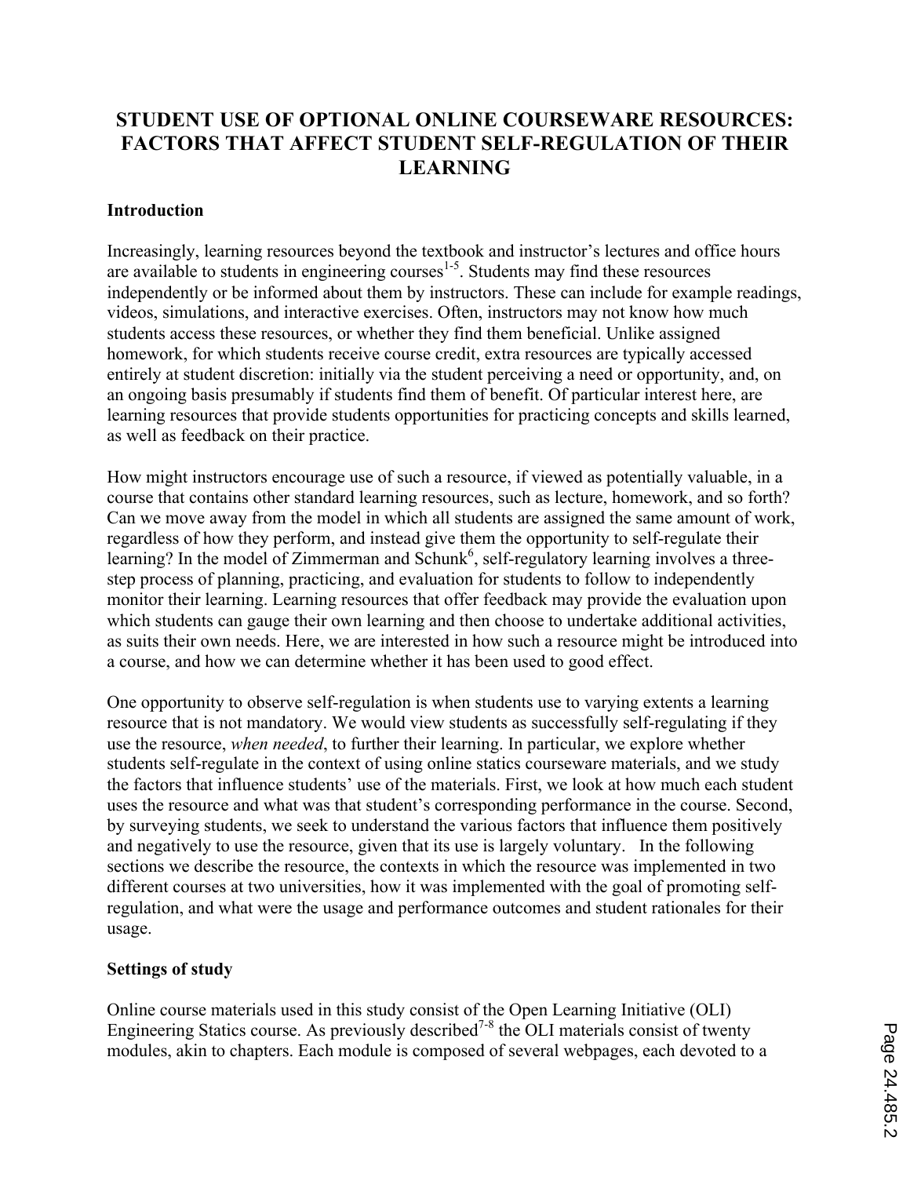# STUDENT USE OF OPTIONAL ONLINE COURSEWARE RESOURCES: FACTORS THAT AFFECT STUDENT SELF-REGULATION OF THEIR LEARNING

## Introduction

Increasingly, learning resources beyond the textbook and instructor's lectures and office hours are available to students in engineering courses[1-5]. Students may find these resources independently or be informed about them by instructors. These can include for example readings, videos, simulations, and interactive exercises. Often, instructors may not know how much students access these resources, or whether they find them beneficial. Unlike assigned homework, for which students receive course credit, extra resources are typically accessed entirely at student discretion: initially via the student perceiving a need or opportunity, and, on an ongoing basis presumably if students find them of benefit. Of particular interest here, are learning resources that provide students opportunities for practicing concepts and skills learned, as well as feedback on their practice.

How might instructors encourage use of such a resource, if viewed as potentially valuable, in a course that contains other standard learning resources, such as lecture, homework, and so forth? Can we move away from the model in which all students are assigned the same amount of work, regardless of how they perform, and instead give them the opportunity to self-regulate their learning? In the model of Zimmerman and Schunk[6], self-regulatory learning involves a three-step process of planning, practicing, and evaluation for students to follow to independently monitor their learning. Learning resources that offer feedback may provide the evaluation upon which students can gauge their own learning and then choose to undertake additional activities, as suits their own needs. Here, we are interested in how such a resource might be introduced into a course, and how we can determine whether it has been used to good effect.

One opportunity to observe self-regulation is when students use to varying extents a learning resource that is not mandatory. We would view students as successfully self-regulating if they use the resource, *when needed*, to further their learning. In particular, we explore whether students self-regulate in the context of using online statics courseware materials, and we study the factors that influence students' use of the materials. First, we look at how much each student uses the resource and what was that student's corresponding performance in the course. Second, by surveying students, we seek to understand the various factors that influence them positively and negatively to use the resource, given that its use is largely voluntary. In the following sections we describe the resource, the contexts in which the resource was implemented in two different courses at two universities, how it was implemented with the goal of promoting self-regulation, and what were the usage and performance outcomes and student rationales for their usage.

## Settings of study

Online course materials used in this study consist of the Open Learning Initiative (OLI) Engineering Statics course. As previously described[7-8] the OLI materials consist of twenty modules, akin to chapters. Each module is composed of several webpages, each devoted to a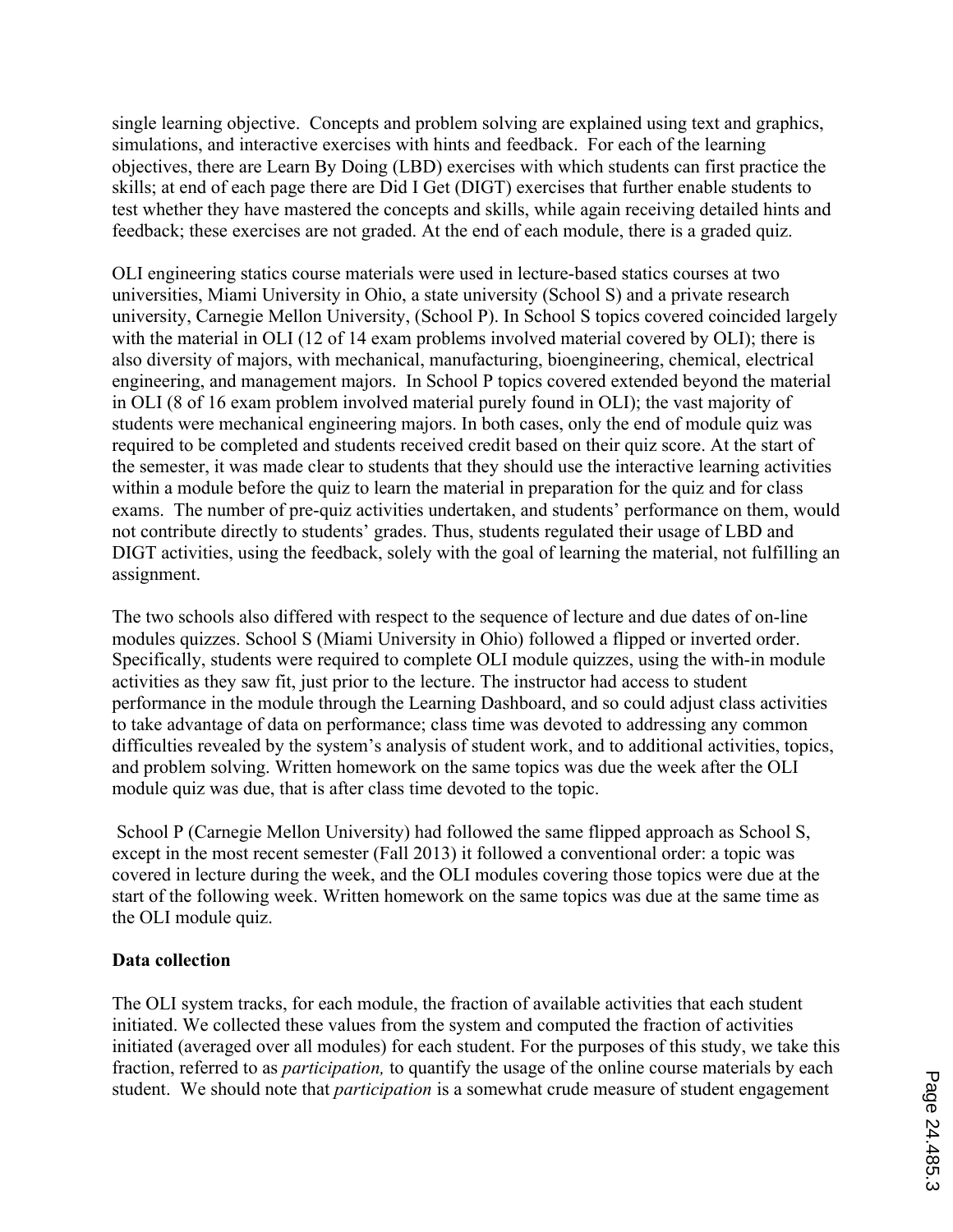single learning objective. Concepts and problem solving are explained using text and graphics, simulations, and interactive exercises with hints and feedback. For each of the learning objectives, there are Learn By Doing (LBD) exercises with which students can first practice the skills; at end of each page there are Did I Get (DIGT) exercises that further enable students to test whether they have mastered the concepts and skills, while again receiving detailed hints and feedback; these exercises are not graded. At the end of each module, there is a graded quiz.

OLI engineering statics course materials were used in lecture-based statics courses at two universities, Miami University in Ohio, a state university (School S) and a private research university, Carnegie Mellon University, (School P). In School S topics covered coincided largely with the material in OLI (12 of 14 exam problems involved material covered by OLI); there is also diversity of majors, with mechanical, manufacturing, bioengineering, chemical, electrical engineering, and management majors. In School P topics covered extended beyond the material in OLI (8 of 16 exam problem involved material purely found in OLI); the vast majority of students were mechanical engineering majors. In both cases, only the end of module quiz was required to be completed and students received credit based on their quiz score. At the start of the semester, it was made clear to students that they should use the interactive learning activities within a module before the quiz to learn the material in preparation for the quiz and for class exams. The number of pre-quiz activities undertaken, and students' performance on them, would not contribute directly to students' grades. Thus, students regulated their usage of LBD and DIGT activities, using the feedback, solely with the goal of learning the material, not fulfilling an assignment.

The two schools also differed with respect to the sequence of lecture and due dates of on-line modules quizzes. School S (Miami University in Ohio) followed a flipped or inverted order. Specifically, students were required to complete OLI module quizzes, using the with-in module activities as they saw fit, just prior to the lecture. The instructor had access to student performance in the module through the Learning Dashboard, and so could adjust class activities to take advantage of data on performance; class time was devoted to addressing any common difficulties revealed by the system's analysis of student work, and to additional activities, topics, and problem solving. Written homework on the same topics was due the week after the OLI module quiz was due, that is after class time devoted to the topic.

School P (Carnegie Mellon University) had followed the same flipped approach as School S, except in the most recent semester (Fall 2013) it followed a conventional order: a topic was covered in lecture during the week, and the OLI modules covering those topics were due at the start of the following week. Written homework on the same topics was due at the same time as the OLI module quiz.

**Data collection**

The OLI system tracks, for each module, the fraction of available activities that each student initiated. We collected these values from the system and computed the fraction of activities initiated (averaged over all modules) for each student. For the purposes of this study, we take this fraction, referred to as *participation,* to quantify the usage of the online course materials by each student. We should note that *participation* is a somewhat crude measure of student engagement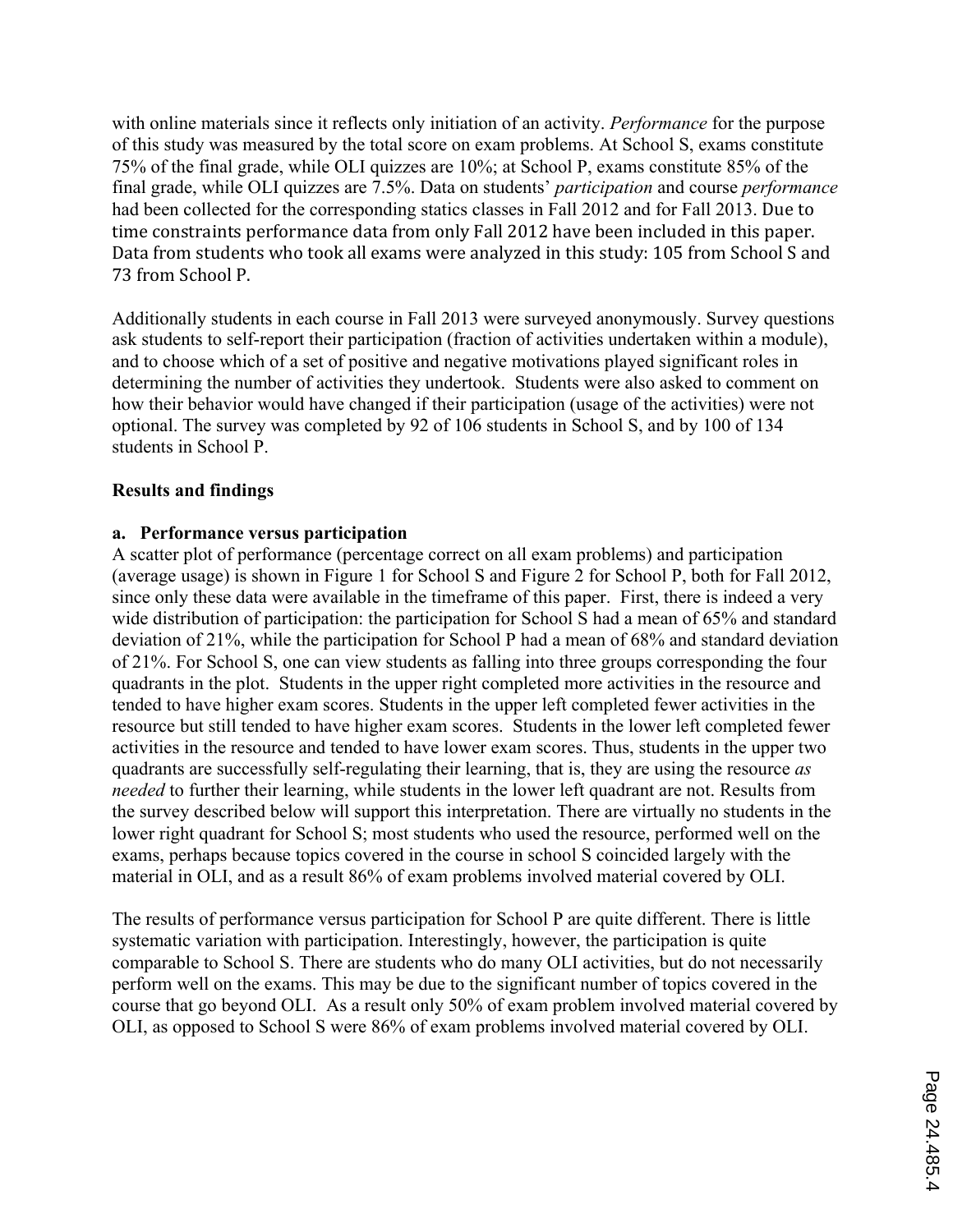with online materials since it reflects only initiation of an activity. *Performance* for the purpose of this study was measured by the total score on exam problems. At School S, exams constitute 75% of the final grade, while OLI quizzes are 10%; at School P, exams constitute 85% of the final grade, while OLI quizzes are 7.5%. Data on students' *participation* and course *performance* had been collected for the corresponding statics classes in Fall 2012 and for Fall 2013. Due to time constraints performance data from only Fall 2012 have been included in this paper. Data from students who took all exams were analyzed in this study: 105 from School S and 73 from School P.

Additionally students in each course in Fall 2013 were surveyed anonymously. Survey questions ask students to self-report their participation (fraction of activities undertaken within a module), and to choose which of a set of positive and negative motivations played significant roles in determining the number of activities they undertook. Students were also asked to comment on how their behavior would have changed if their participation (usage of the activities) were not optional. The survey was completed by 92 of 106 students in School S, and by 100 of 134 students in School P.

**Results and findings**

**a. Performance versus participation**

A scatter plot of performance (percentage correct on all exam problems) and participation (average usage) is shown in Figure 1 for School S and Figure 2 for School P, both for Fall 2012, since only these data were available in the timeframe of this paper. First, there is indeed a very wide distribution of participation: the participation for School S had a mean of 65% and standard deviation of 21%, while the participation for School P had a mean of 68% and standard deviation of 21%. For School S, one can view students as falling into three groups corresponding the four quadrants in the plot. Students in the upper right completed more activities in the resource and tended to have higher exam scores. Students in the upper left completed fewer activities in the resource but still tended to have higher exam scores. Students in the lower left completed fewer activities in the resource and tended to have lower exam scores. Thus, students in the upper two quadrants are successfully self-regulating their learning, that is, they are using the resource *as needed* to further their learning, while students in the lower left quadrant are not. Results from the survey described below will support this interpretation. There are virtually no students in the lower right quadrant for School S; most students who used the resource, performed well on the exams, perhaps because topics covered in the course in school S coincided largely with the material in OLI, and as a result 86% of exam problems involved material covered by OLI.

The results of performance versus participation for School P are quite different. There is little systematic variation with participation. Interestingly, however, the participation is quite comparable to School S. There are students who do many OLI activities, but do not necessarily perform well on the exams. This may be due to the significant number of topics covered in the course that go beyond OLI. As a result only 50% of exam problem involved material covered by OLI, as opposed to School S were 86% of exam problems involved material covered by OLI.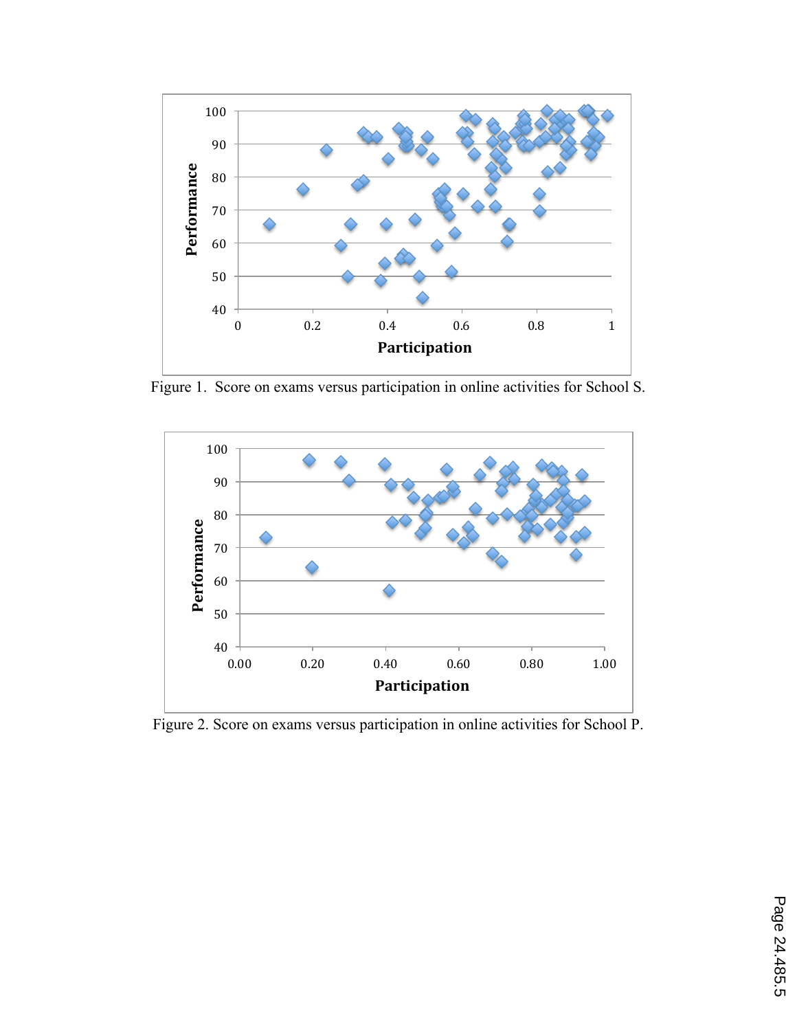Figure 1. Score on exams versus participation in online activities for School S.

Figure 2. Score on exams versus participation in online activities for School P.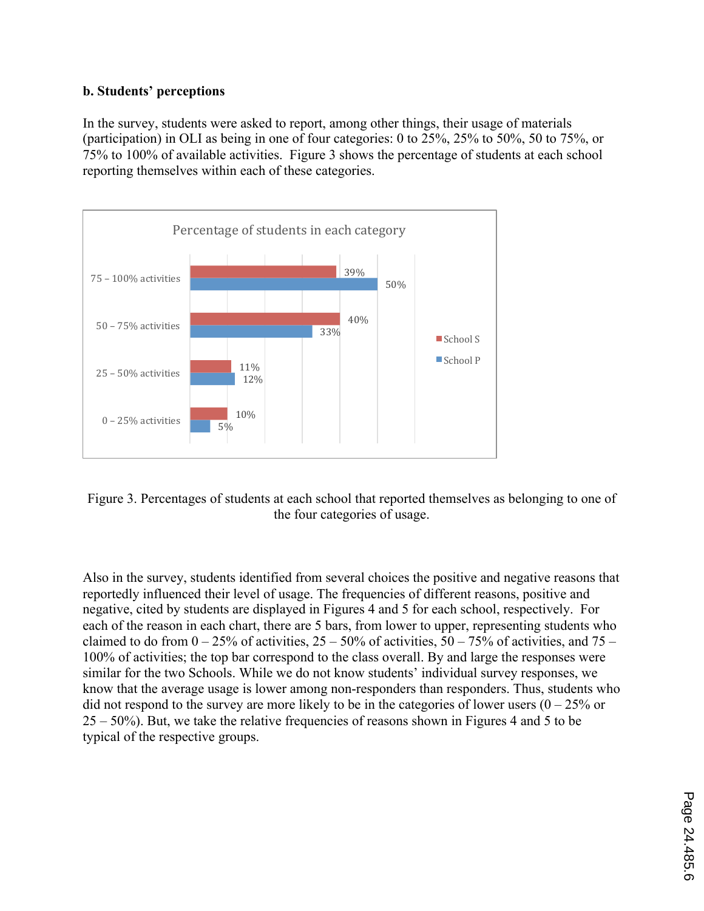**b. Students' perceptions**

In the survey, students were asked to report, among other things, their usage of materials (participation) in OLI as being in one of four categories: 0 to 25%, 25% to 50%, 50 to 75%, or 75% to 100% of available activities. Figure 3 shows the percentage of students at each school reporting themselves within each of these categories.

| Percentage of students in each category | School S | School P |
|---|---|---|
| 75 – 100% activities | 39% | 50% |
| 50 – 75% activities | 40% | 33% |
| 25 – 50% activities | 11% | 12% |
| 0 – 25% activities | 10% | 5% |

Figure 3. Percentages of students at each school that reported themselves as belonging to one of the four categories of usage.

Also in the survey, students identified from several choices the positive and negative reasons that reportedly influenced their level of usage. The frequencies of different reasons, positive and negative, cited by students are displayed in Figures 4 and 5 for each school, respectively. For each of the reason in each chart, there are 5 bars, from lower to upper, representing students who claimed to do from 0 – 25% of activities, 25 – 50% of activities, 50 – 75% of activities, and 75 – 100% of activities; the top bar correspond to the class overall. By and large the responses were similar for the two Schools. While we do not know students' individual survey responses, we know that the average usage is lower among non-responders than responders. Thus, students who did not respond to the survey are more likely to be in the categories of lower users (0 – 25% or 25 – 50%). But, we take the relative frequencies of reasons shown in Figures 4 and 5 to be typical of the respective groups.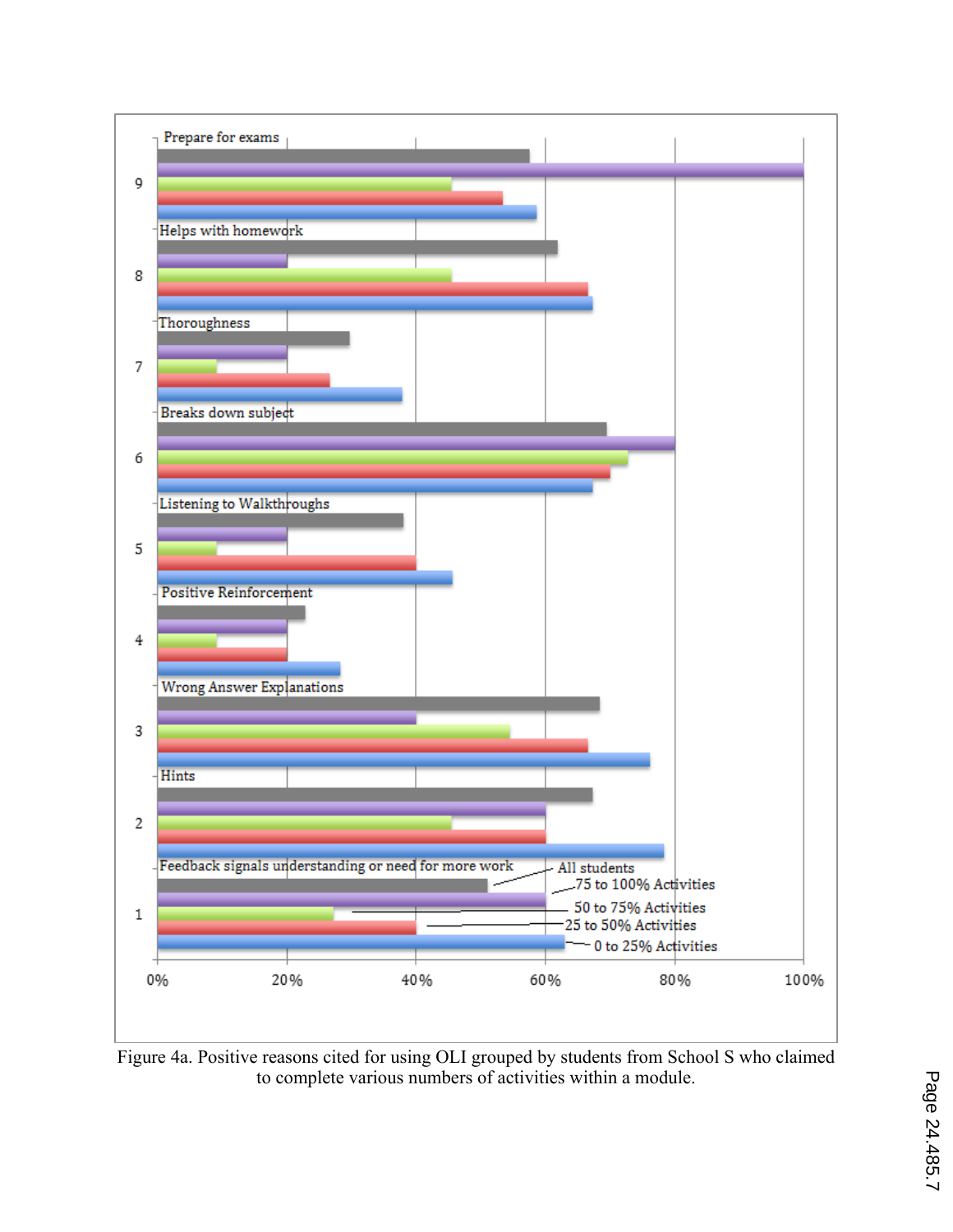Figure 4a. Positive reasons cited for using OLI grouped by students from School S who claimed to complete various numbers of activities within a module.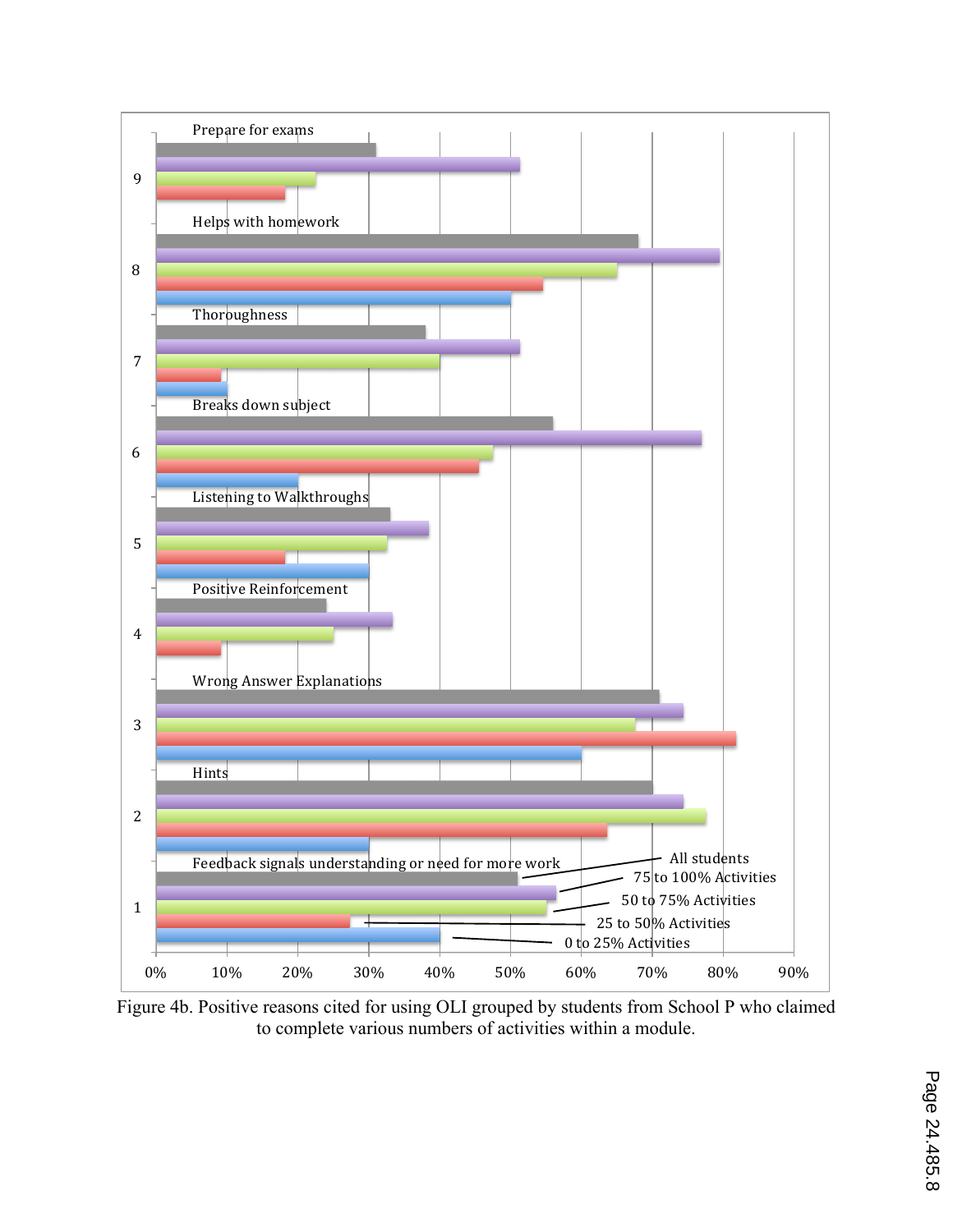Figure 4b. Positive reasons cited for using OLI grouped by students from School P who claimed to complete various numbers of activities within a module.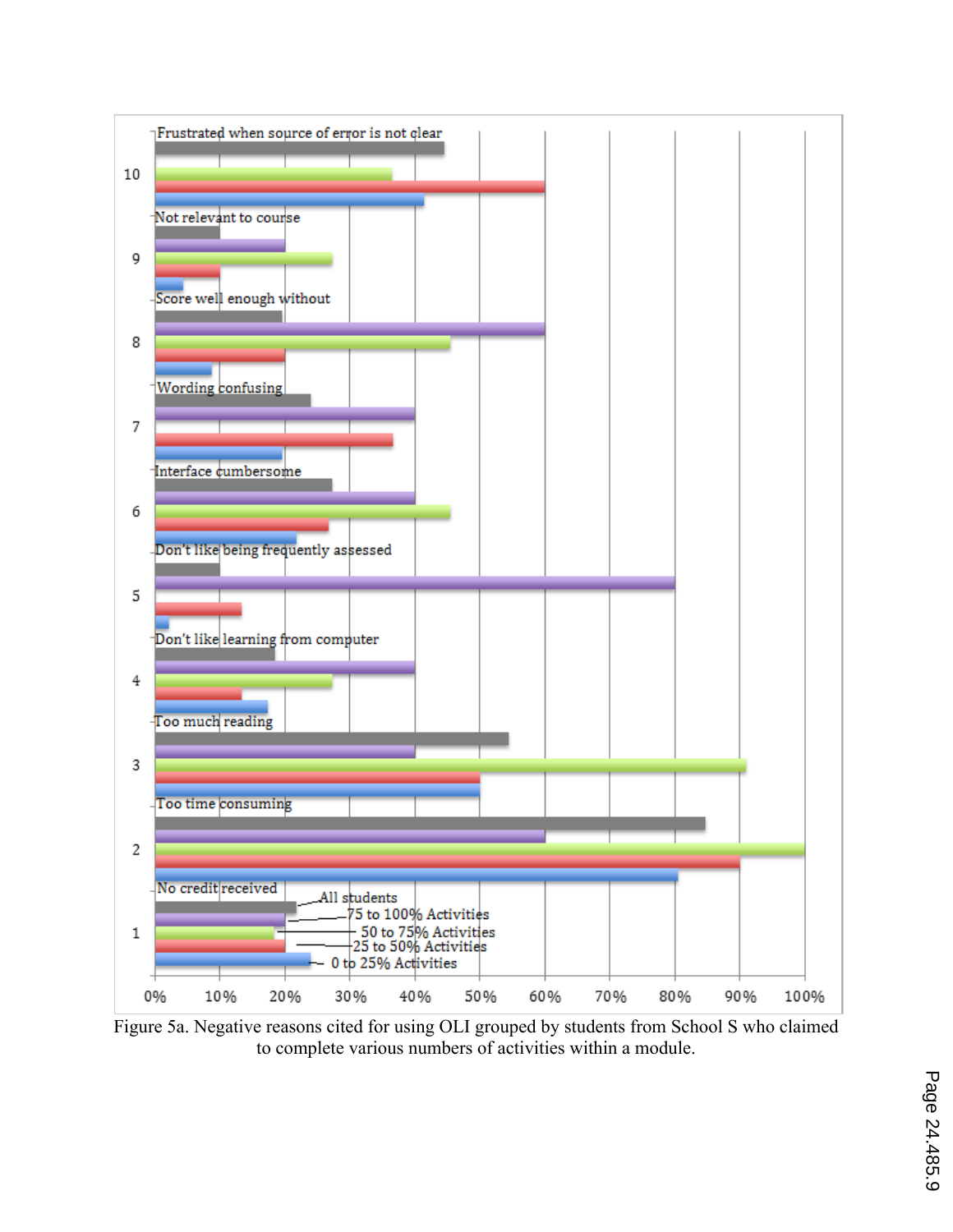Figure 5a. Negative reasons cited for using OLI grouped by students from School S who claimed to complete various numbers of activities within a module.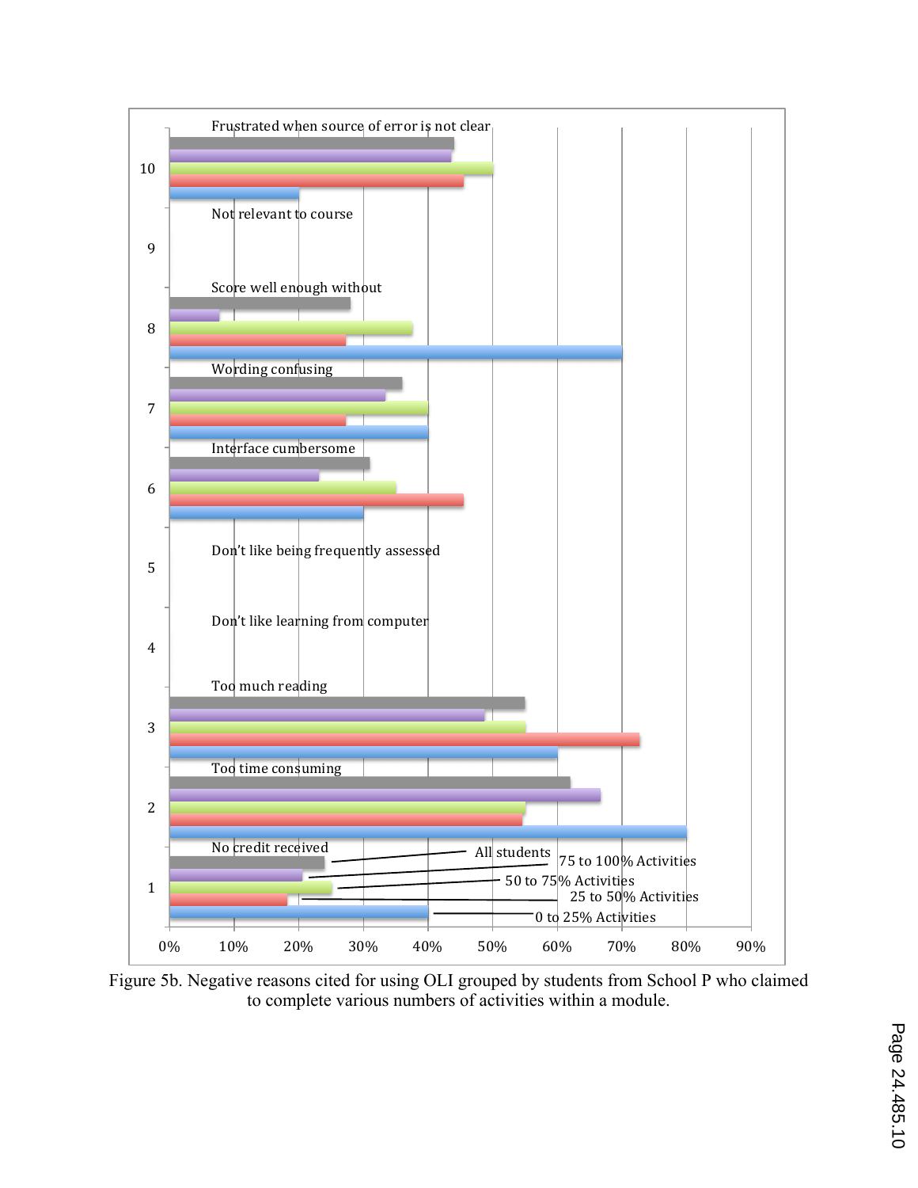Figure 5b. Negative reasons cited for using OLI grouped by students from School P who claimed to complete various numbers of activities within a module.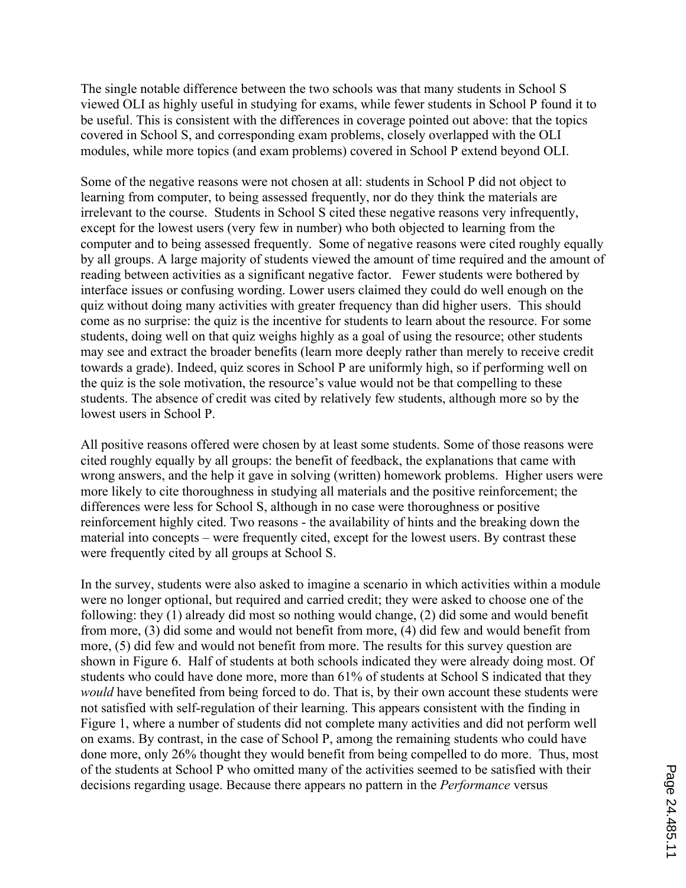The single notable difference between the two schools was that many students in School S viewed OLI as highly useful in studying for exams, while fewer students in School P found it to be useful. This is consistent with the differences in coverage pointed out above: that the topics covered in School S, and corresponding exam problems, closely overlapped with the OLI modules, while more topics (and exam problems) covered in School P extend beyond OLI.

Some of the negative reasons were not chosen at all: students in School P did not object to learning from computer, to being assessed frequently, nor do they think the materials are irrelevant to the course. Students in School S cited these negative reasons very infrequently, except for the lowest users (very few in number) who both objected to learning from the computer and to being assessed frequently. Some of negative reasons were cited roughly equally by all groups. A large majority of students viewed the amount of time required and the amount of reading between activities as a significant negative factor. Fewer students were bothered by interface issues or confusing wording. Lower users claimed they could do well enough on the quiz without doing many activities with greater frequency than did higher users. This should come as no surprise: the quiz is the incentive for students to learn about the resource. For some students, doing well on that quiz weighs highly as a goal of using the resource; other students may see and extract the broader benefits (learn more deeply rather than merely to receive credit towards a grade). Indeed, quiz scores in School P are uniformly high, so if performing well on the quiz is the sole motivation, the resource's value would not be that compelling to these students. The absence of credit was cited by relatively few students, although more so by the lowest users in School P.

All positive reasons offered were chosen by at least some students. Some of those reasons were cited roughly equally by all groups: the benefit of feedback, the explanations that came with wrong answers, and the help it gave in solving (written) homework problems. Higher users were more likely to cite thoroughness in studying all materials and the positive reinforcement; the differences were less for School S, although in no case were thoroughness or positive reinforcement highly cited. Two reasons - the availability of hints and the breaking down the material into concepts – were frequently cited, except for the lowest users. By contrast these were frequently cited by all groups at School S.

In the survey, students were also asked to imagine a scenario in which activities within a module were no longer optional, but required and carried credit; they were asked to choose one of the following: they (1) already did most so nothing would change, (2) did some and would benefit from more, (3) did some and would not benefit from more, (4) did few and would benefit from more, (5) did few and would not benefit from more. The results for this survey question are shown in Figure 6. Half of students at both schools indicated they were already doing most. Of students who could have done more, more than 61% of students at School S indicated that they *would* have benefited from being forced to do. That is, by their own account these students were not satisfied with self-regulation of their learning. This appears consistent with the finding in Figure 1, where a number of students did not complete many activities and did not perform well on exams. By contrast, in the case of School P, among the remaining students who could have done more, only 26% thought they would benefit from being compelled to do more. Thus, most of the students at School P who omitted many of the activities seemed to be satisfied with their decisions regarding usage. Because there appears no pattern in the *Performance* versus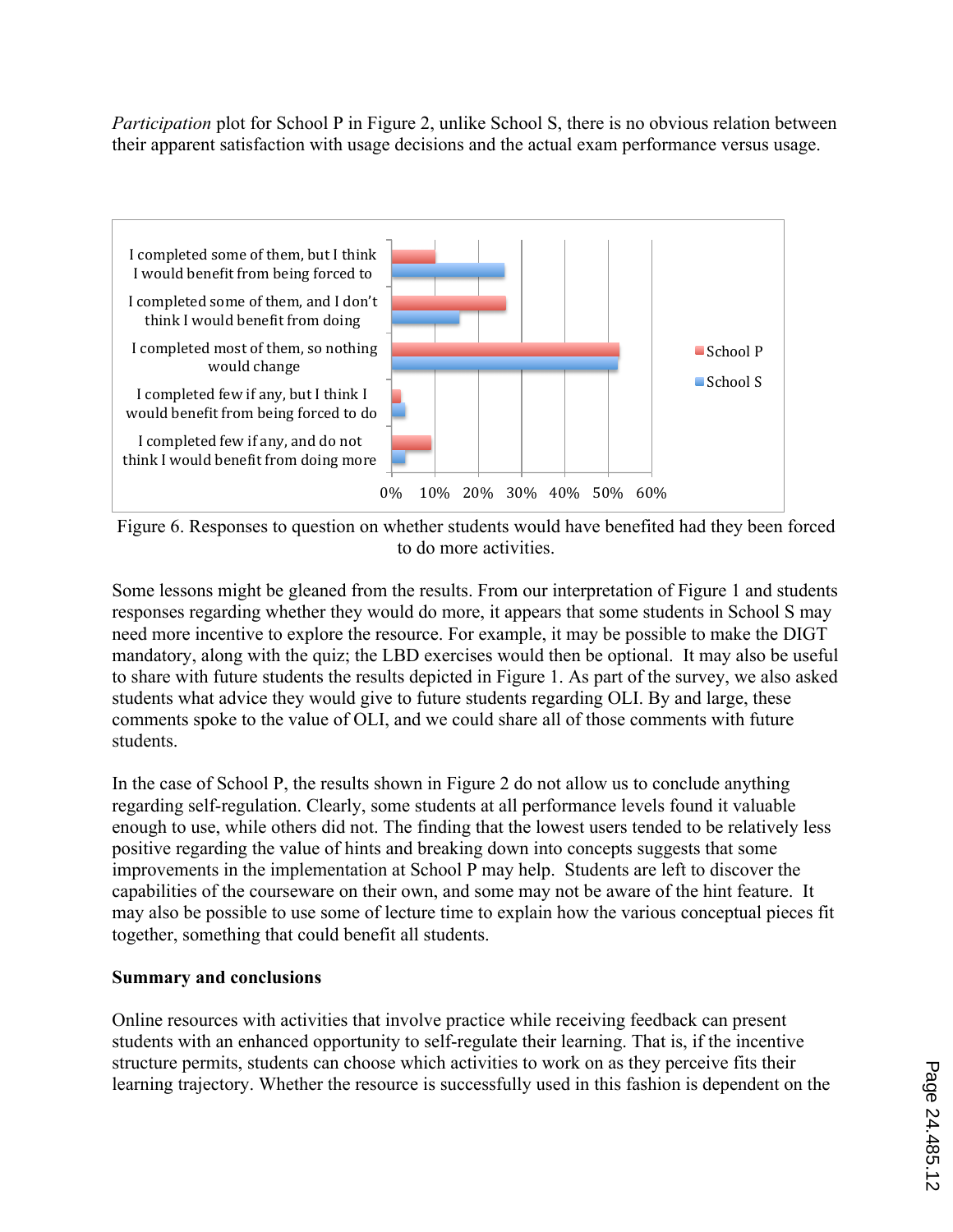*Participation* plot for School P in Figure 2, unlike School S, there is no obvious relation between their apparent satisfaction with usage decisions and the actual exam performance versus usage.

Figure 6. Responses to question on whether students would have benefited had they been forced to do more activities.

Some lessons might be gleaned from the results. From our interpretation of Figure 1 and students responses regarding whether they would do more, it appears that some students in School S may need more incentive to explore the resource. For example, it may be possible to make the DIGT mandatory, along with the quiz; the LBD exercises would then be optional. It may also be useful to share with future students the results depicted in Figure 1. As part of the survey, we also asked students what advice they would give to future students regarding OLI. By and large, these comments spoke to the value of OLI, and we could share all of those comments with future students.

In the case of School P, the results shown in Figure 2 do not allow us to conclude anything regarding self-regulation. Clearly, some students at all performance levels found it valuable enough to use, while others did not. The finding that the lowest users tended to be relatively less positive regarding the value of hints and breaking down into concepts suggests that some improvements in the implementation at School P may help. Students are left to discover the capabilities of the courseware on their own, and some may not be aware of the hint feature. It may also be possible to use some of lecture time to explain how the various conceptual pieces fit together, something that could benefit all students.

**Summary and conclusions**

Online resources with activities that involve practice while receiving feedback can present students with an enhanced opportunity to self-regulate their learning. That is, if the incentive structure permits, students can choose which activities to work on as they perceive fits their learning trajectory. Whether the resource is successfully used in this fashion is dependent on the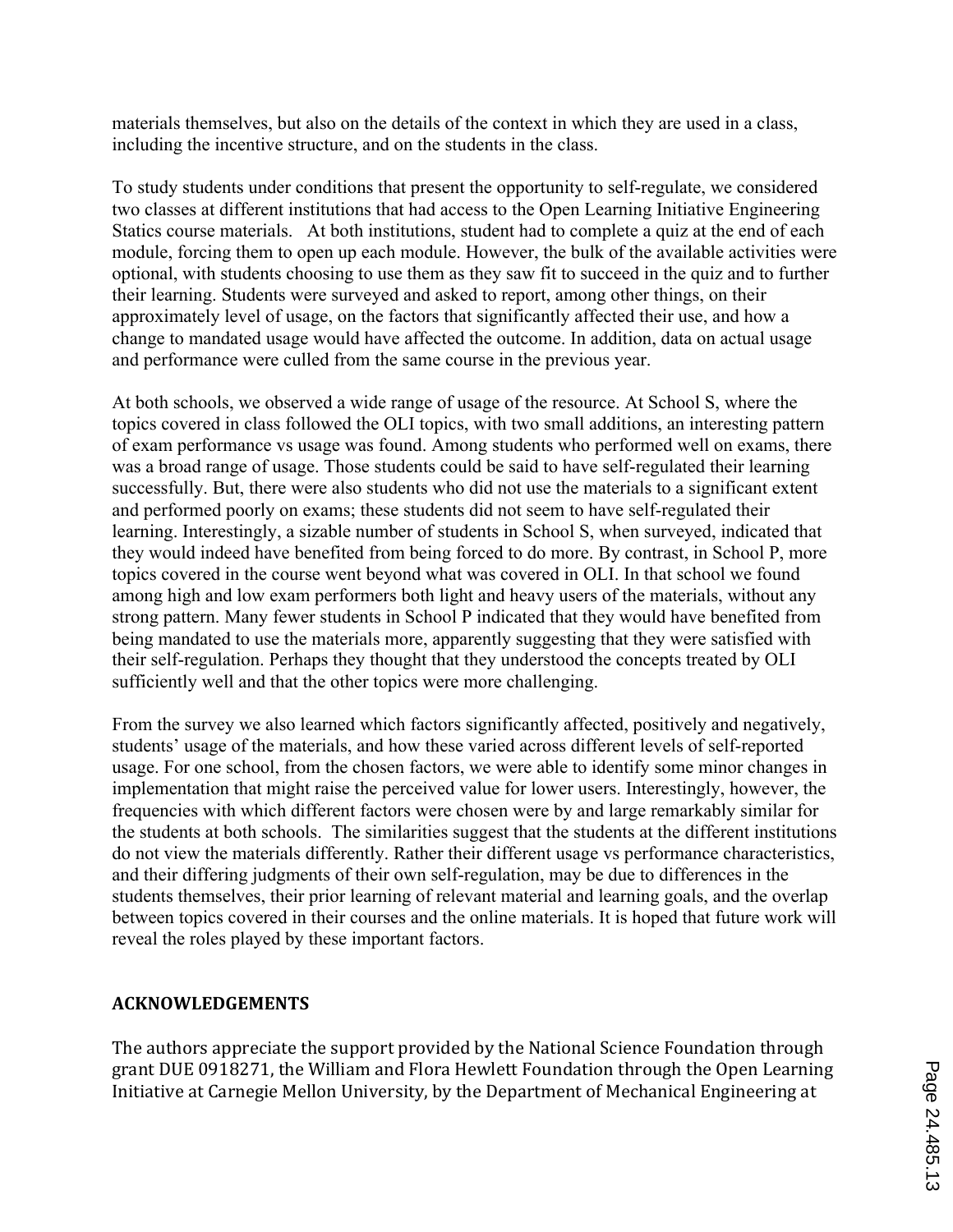materials themselves, but also on the details of the context in which they are used in a class, including the incentive structure, and on the students in the class.

To study students under conditions that present the opportunity to self-regulate, we considered two classes at different institutions that had access to the Open Learning Initiative Engineering Statics course materials. At both institutions, student had to complete a quiz at the end of each module, forcing them to open up each module. However, the bulk of the available activities were optional, with students choosing to use them as they saw fit to succeed in the quiz and to further their learning. Students were surveyed and asked to report, among other things, on their approximately level of usage, on the factors that significantly affected their use, and how a change to mandated usage would have affected the outcome. In addition, data on actual usage and performance were culled from the same course in the previous year.

At both schools, we observed a wide range of usage of the resource. At School S, where the topics covered in class followed the OLI topics, with two small additions, an interesting pattern of exam performance vs usage was found. Among students who performed well on exams, there was a broad range of usage. Those students could be said to have self-regulated their learning successfully. But, there were also students who did not use the materials to a significant extent and performed poorly on exams; these students did not seem to have self-regulated their learning. Interestingly, a sizable number of students in School S, when surveyed, indicated that they would indeed have benefited from being forced to do more. By contrast, in School P, more topics covered in the course went beyond what was covered in OLI. In that school we found among high and low exam performers both light and heavy users of the materials, without any strong pattern. Many fewer students in School P indicated that they would have benefited from being mandated to use the materials more, apparently suggesting that they were satisfied with their self-regulation. Perhaps they thought that they understood the concepts treated by OLI sufficiently well and that the other topics were more challenging.

From the survey we also learned which factors significantly affected, positively and negatively, students' usage of the materials, and how these varied across different levels of self-reported usage. For one school, from the chosen factors, we were able to identify some minor changes in implementation that might raise the perceived value for lower users. Interestingly, however, the frequencies with which different factors were chosen were by and large remarkably similar for the students at both schools. The similarities suggest that the students at the different institutions do not view the materials differently. Rather their different usage vs performance characteristics, and their differing judgments of their own self-regulation, may be due to differences in the students themselves, their prior learning of relevant material and learning goals, and the overlap between topics covered in their courses and the online materials. It is hoped that future work will reveal the roles played by these important factors.

## ACKNOWLEDGEMENTS

The authors appreciate the support provided by the National Science Foundation through grant DUE 0918271, the William and Flora Hewlett Foundation through the Open Learning Initiative at Carnegie Mellon University, by the Department of Mechanical Engineering at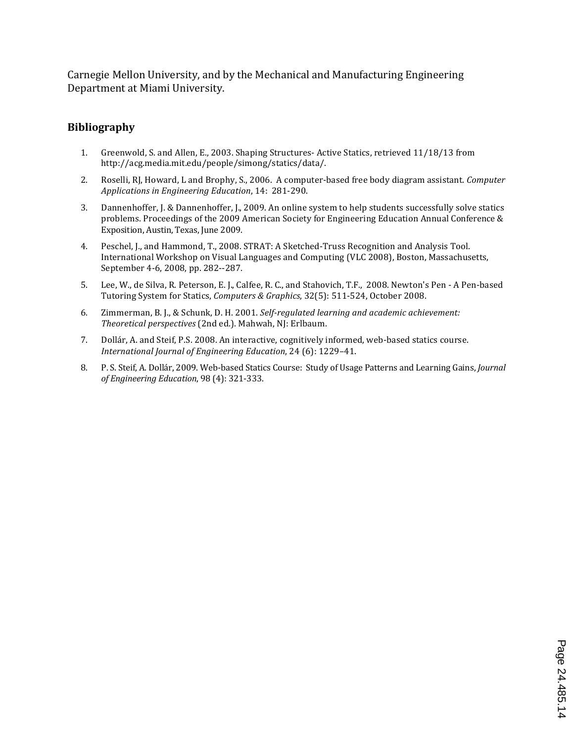Carnegie Mellon University, and by the Mechanical and Manufacturing Engineering Department at Miami University.

## Bibliography

1. Greenwold, S. and Allen, E., 2003. Shaping Structures- Active Statics, retrieved 11/18/13 from http://acg.media.mit.edu/people/simong/statics/data/.
2. Roselli, RJ, Howard, L and Brophy, S., 2006. A computer-based free body diagram assistant. *Computer Applications in Engineering Education*, 14: 281-290.
3. Dannenhoffer, J. & Dannenhoffer, J., 2009. An online system to help students successfully solve statics problems. Proceedings of the 2009 American Society for Engineering Education Annual Conference & Exposition, Austin, Texas, June 2009.
4. Peschel, J., and Hammond, T., 2008. STRAT: A Sketched-Truss Recognition and Analysis Tool. International Workshop on Visual Languages and Computing (VLC 2008), Boston, Massachusetts, September 4-6, 2008, pp. 282--287.
5. Lee, W., de Silva, R. Peterson, E. J., Calfee, R. C., and Stahovich, T.F., 2008. Newton's Pen - A Pen-based Tutoring System for Statics, *Computers & Graphics*, 32(5): 511-524, October 2008.
6. Zimmerman, B. J., & Schunk, D. H. 2001. *Self-regulated learning and academic achievement: Theoretical perspectives* (2nd ed.). Mahwah, NJ: Erlbaum.
7. Dollár, A. and Steif, P.S. 2008. An interactive, cognitively informed, web-based statics course. *International Journal of Engineering Education*, 24 (6): 1229–41.
8. P. S. Steif, A. Dollár, 2009. Web-based Statics Course: Study of Usage Patterns and Learning Gains, *Journal of Engineering Education*, 98 (4): 321-333.